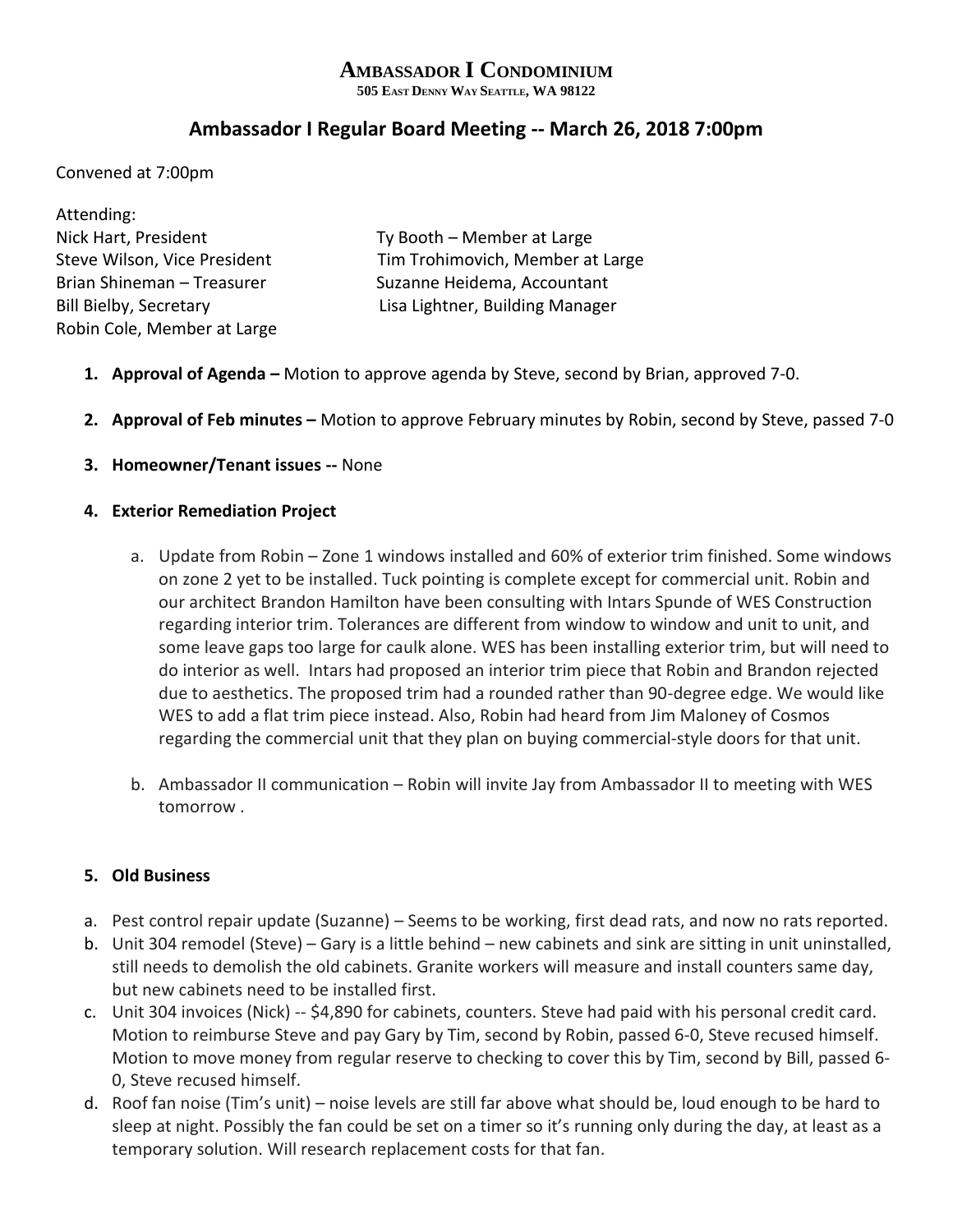# AMBASSADOR I CONDOMINIUM

**505 EAST DENNY WAY SEATTLE, WA 98122**

## Ambassador I Regular Board Meeting -- March 26, 2018 7:00pm

Convened at 7:00pm

Attending:

Nick Hart, President
Steve Wilson, Vice President
Brian Shineman – Treasurer
Bill Bielby, Secretary
Robin Cole, Member at Large
Ty Booth – Member at Large
Tim Trohimovich, Member at Large
Suzanne Heidema, Accountant
Lisa Lightner, Building Manager

1. **Approval of Agenda –** Motion to approve agenda by Steve, second by Brian, approved 7-0.

2. **Approval of Feb minutes –** Motion to approve February minutes by Robin, second by Steve, passed 7-0

3. **Homeowner/Tenant issues --** None

4. **Exterior Remediation Project**

   a. Update from Robin – Zone 1 windows installed and 60% of exterior trim finished. Some windows on zone 2 yet to be installed. Tuck pointing is complete except for commercial unit. Robin and our architect Brandon Hamilton have been consulting with Intars Spunde of WES Construction regarding interior trim. Tolerances are different from window to window and unit to unit, and some leave gaps too large for caulk alone. WES has been installing exterior trim, but will need to do interior as well. Intars had proposed an interior trim piece that Robin and Brandon rejected due to aesthetics. The proposed trim had a rounded rather than 90-degree edge. We would like WES to add a flat trim piece instead. Also, Robin had heard from Jim Maloney of Cosmos regarding the commercial unit that they plan on buying commercial-style doors for that unit.

   b. Ambassador II communication – Robin will invite Jay from Ambassador II to meeting with WES tomorrow .

5. **Old Business**

a. Pest control repair update (Suzanne) – Seems to be working, first dead rats, and now no rats reported.
b. Unit 304 remodel (Steve) – Gary is a little behind – new cabinets and sink are sitting in unit uninstalled, still needs to demolish the old cabinets. Granite workers will measure and install counters same day, but new cabinets need to be installed first.
c. Unit 304 invoices (Nick) -- $4,890 for cabinets, counters. Steve had paid with his personal credit card. Motion to reimburse Steve and pay Gary by Tim, second by Robin, passed 6-0, Steve recused himself. Motion to move money from regular reserve to checking to cover this by Tim, second by Bill, passed 6-0, Steve recused himself.
d. Roof fan noise (Tim's unit) – noise levels are still far above what should be, loud enough to be hard to sleep at night. Possibly the fan could be set on a timer so it's running only during the day, at least as a temporary solution. Will research replacement costs for that fan.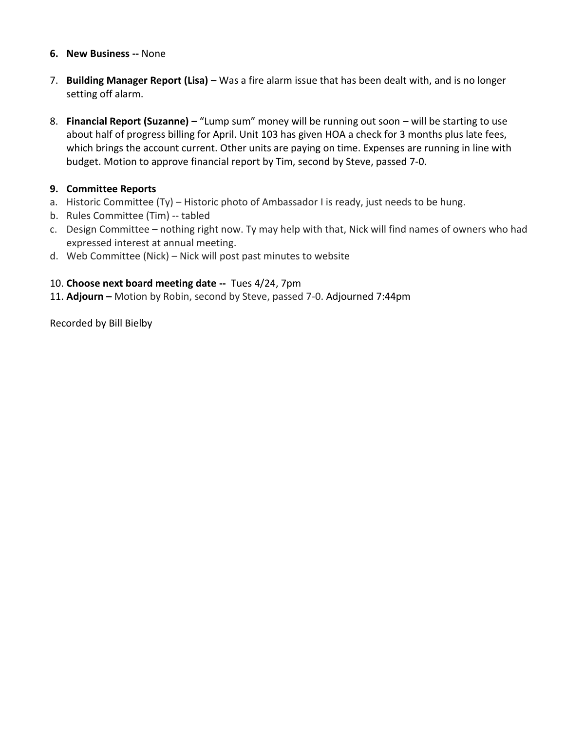6. **New Business --** None

7. **Building Manager Report (Lisa) –** Was a fire alarm issue that has been dealt with, and is no longer setting off alarm.

8. **Financial Report (Suzanne) –** "Lump sum" money will be running out soon – will be starting to use about half of progress billing for April. Unit 103 has given HOA a check for 3 months plus late fees, which brings the account current. Other units are paying on time. Expenses are running in line with budget. Motion to approve financial report by Tim, second by Steve, passed 7-0.

9. **Committee Reports**

a. Historic Committee (Ty) – Historic photo of Ambassador I is ready, just needs to be hung.
b. Rules Committee (Tim) -- tabled
c. Design Committee – nothing right now. Ty may help with that, Nick will find names of owners who had expressed interest at annual meeting.
d. Web Committee (Nick) – Nick will post past minutes to website

10. **Choose next board meeting date --** Tues 4/24, 7pm
11. **Adjourn –** Motion by Robin, second by Steve, passed 7-0. Adjourned 7:44pm

Recorded by Bill Bielby